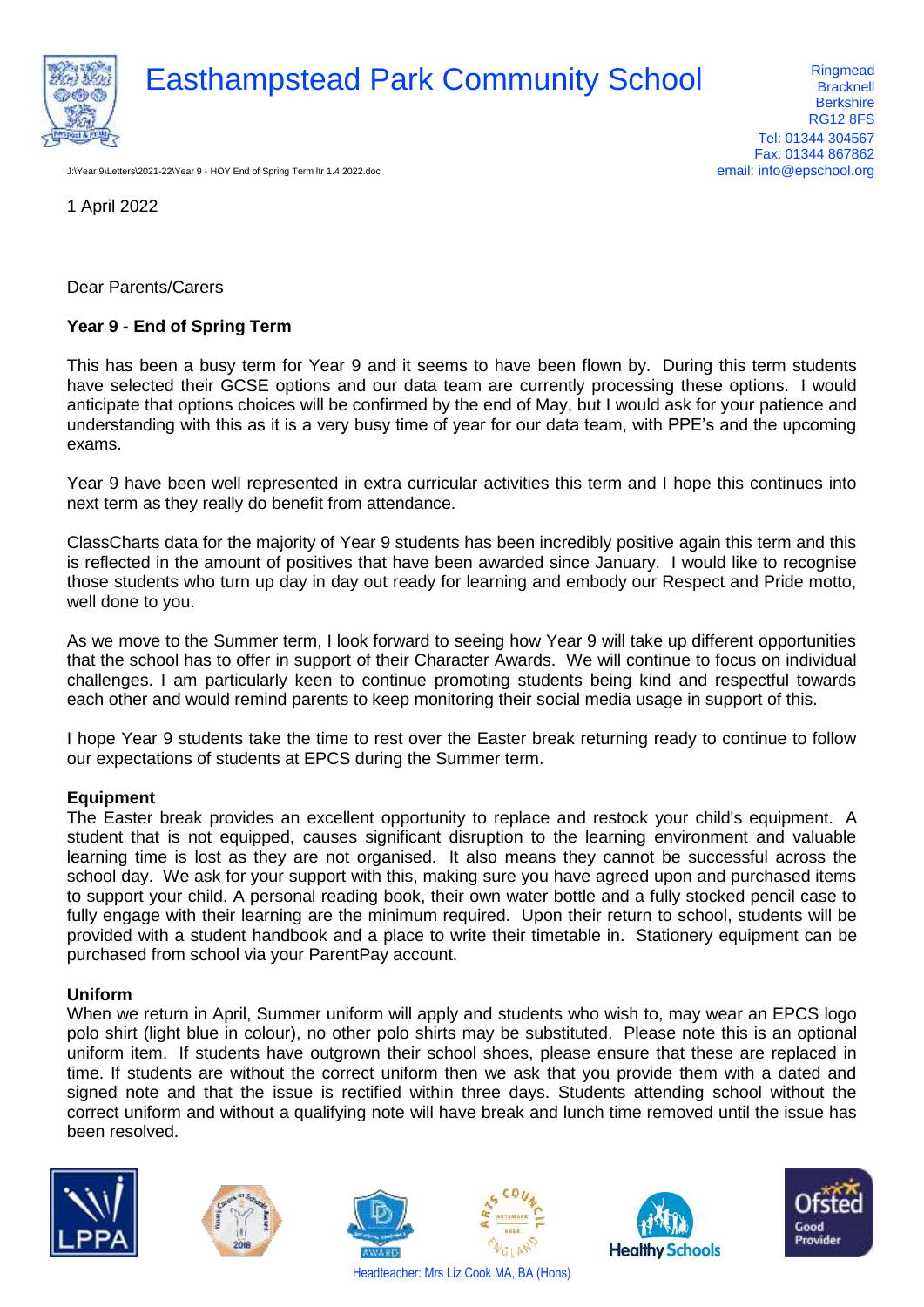# Easthampstead Park Community School

Ringmead
Bracknell
Berkshire
RG12 8FS
Tel: 01344 304567
Fax: 01344 867862
email: info@epschool.org

J:\Year 9\Letters\2021-22\Year 9 - HOY End of Spring Term ltr 1.4.2022.doc

1 April 2022

Dear Parents/Carers

**Year 9 - End of Spring Term**

This has been a busy term for Year 9 and it seems to have been flown by. During this term students have selected their GCSE options and our data team are currently processing these options. I would anticipate that options choices will be confirmed by the end of May, but I would ask for your patience and understanding with this as it is a very busy time of year for our data team, with PPE's and the upcoming exams.

Year 9 have been well represented in extra curricular activities this term and I hope this continues into next term as they really do benefit from attendance.

ClassCharts data for the majority of Year 9 students has been incredibly positive again this term and this is reflected in the amount of positives that have been awarded since January. I would like to recognise those students who turn up day in day out ready for learning and embody our Respect and Pride motto, well done to you.

As we move to the Summer term, I look forward to seeing how Year 9 will take up different opportunities that the school has to offer in support of their Character Awards. We will continue to focus on individual challenges. I am particularly keen to continue promoting students being kind and respectful towards each other and would remind parents to keep monitoring their social media usage in support of this.

I hope Year 9 students take the time to rest over the Easter break returning ready to continue to follow our expectations of students at EPCS during the Summer term.

**Equipment**

The Easter break provides an excellent opportunity to replace and restock your child's equipment. A student that is not equipped, causes significant disruption to the learning environment and valuable learning time is lost as they are not organised. It also means they cannot be successful across the school day. We ask for your support with this, making sure you have agreed upon and purchased items to support your child. A personal reading book, their own water bottle and a fully stocked pencil case to fully engage with their learning are the minimum required. Upon their return to school, students will be provided with a student handbook and a place to write their timetable in. Stationery equipment can be purchased from school via your ParentPay account.

**Uniform**

When we return in April, Summer uniform will apply and students who wish to, may wear an EPCS logo polo shirt (light blue in colour), no other polo shirts may be substituted. Please note this is an optional uniform item. If students have outgrown their school shoes, please ensure that these are replaced in time. If students are without the correct uniform then we ask that you provide them with a dated and signed note and that the issue is rectified within three days. Students attending school without the correct uniform and without a qualifying note will have break and lunch time removed until the issue has been resolved.

Headteacher: Mrs Liz Cook MA, BA (Hons)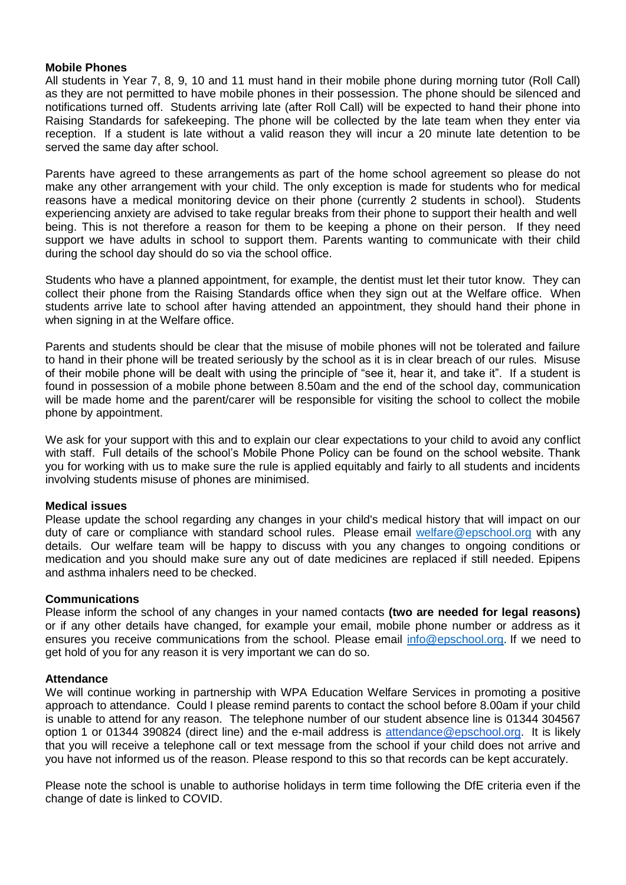**Mobile Phones**

All students in Year 7, 8, 9, 10 and 11 must hand in their mobile phone during morning tutor (Roll Call) as they are not permitted to have mobile phones in their possession. The phone should be silenced and notifications turned off. Students arriving late (after Roll Call) will be expected to hand their phone into Raising Standards for safekeeping. The phone will be collected by the late team when they enter via reception. If a student is late without a valid reason they will incur a 20 minute late detention to be served the same day after school.

Parents have agreed to these arrangements as part of the home school agreement so please do not make any other arrangement with your child. The only exception is made for students who for medical reasons have a medical monitoring device on their phone (currently 2 students in school). Students experiencing anxiety are advised to take regular breaks from their phone to support their health and well being. This is not therefore a reason for them to be keeping a phone on their person. If they need support we have adults in school to support them. Parents wanting to communicate with their child during the school day should do so via the school office.

Students who have a planned appointment, for example, the dentist must let their tutor know. They can collect their phone from the Raising Standards office when they sign out at the Welfare office. When students arrive late to school after having attended an appointment, they should hand their phone in when signing in at the Welfare office.

Parents and students should be clear that the misuse of mobile phones will not be tolerated and failure to hand in their phone will be treated seriously by the school as it is in clear breach of our rules. Misuse of their mobile phone will be dealt with using the principle of "see it, hear it, and take it". If a student is found in possession of a mobile phone between 8.50am and the end of the school day, communication will be made home and the parent/carer will be responsible for visiting the school to collect the mobile phone by appointment.

We ask for your support with this and to explain our clear expectations to your child to avoid any conflict with staff. Full details of the school's Mobile Phone Policy can be found on the school website. Thank you for working with us to make sure the rule is applied equitably and fairly to all students and incidents involving students misuse of phones are minimised.

**Medical issues**

Please update the school regarding any changes in your child's medical history that will impact on our duty of care or compliance with standard school rules. Please email welfare@epschool.org with any details. Our welfare team will be happy to discuss with you any changes to ongoing conditions or medication and you should make sure any out of date medicines are replaced if still needed. Epipens and asthma inhalers need to be checked.

**Communications**

Please inform the school of any changes in your named contacts **(two are needed for legal reasons)** or if any other details have changed, for example your email, mobile phone number or address as it ensures you receive communications from the school. Please email info@epschool.org. If we need to get hold of you for any reason it is very important we can do so.

**Attendance**

We will continue working in partnership with WPA Education Welfare Services in promoting a positive approach to attendance. Could I please remind parents to contact the school before 8.00am if your child is unable to attend for any reason. The telephone number of our student absence line is 01344 304567 option 1 or 01344 390824 (direct line) and the e-mail address is attendance@epschool.org. It is likely that you will receive a telephone call or text message from the school if your child does not arrive and you have not informed us of the reason. Please respond to this so that records can be kept accurately.

Please note the school is unable to authorise holidays in term time following the DfE criteria even if the change of date is linked to COVID.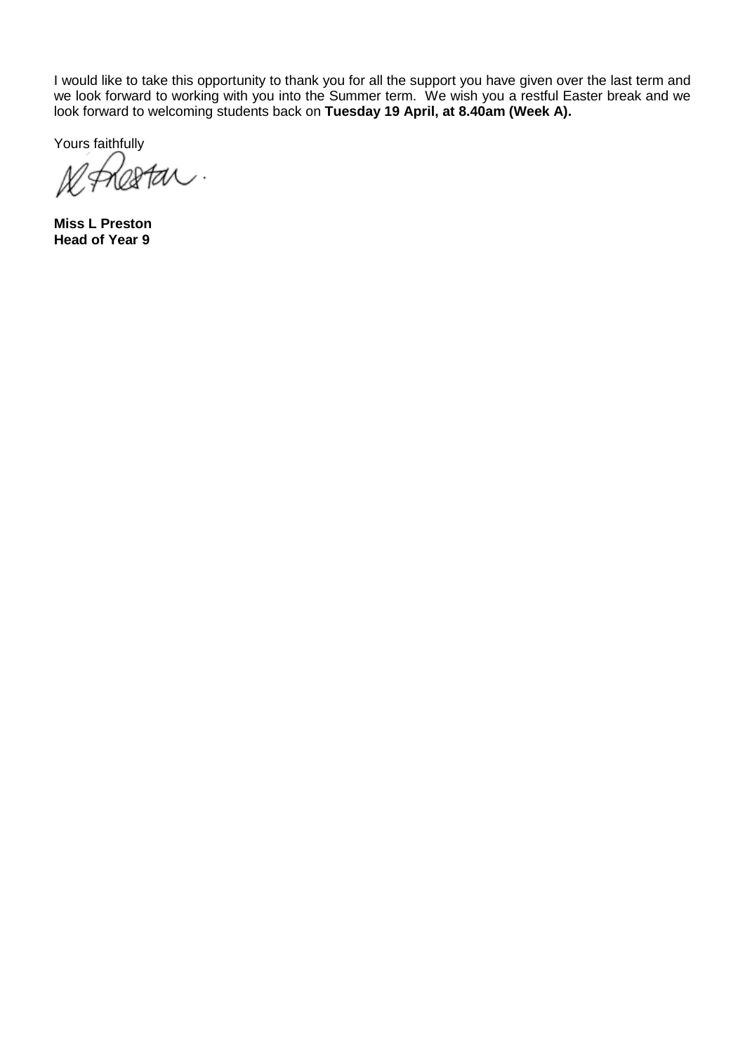I would like to take this opportunity to thank you for all the support you have given over the last term and we look forward to working with you into the Summer term. We wish you a restful Easter break and we look forward to welcoming students back on **Tuesday 19 April, at 8.40am (Week A).**

Yours faithfully

**Miss L Preston**
**Head of Year 9**